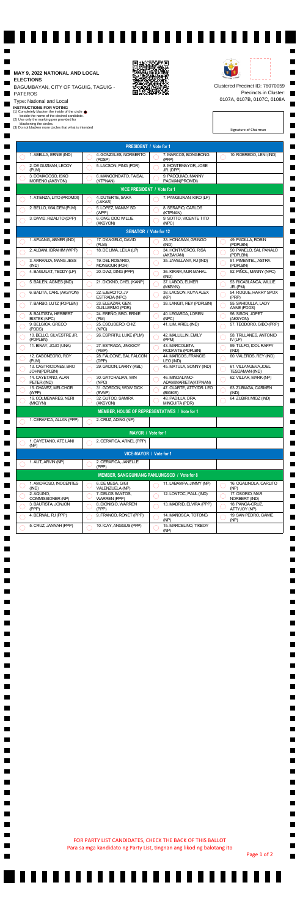**MAY 9, 2022 NATIONAL AND LOCAL ELECTIONS**

BAGUMBAYAN, CITY OF TAGUIG, TAGUIG - PATEROS

Type: National and Local

**INSTRUCTIONS FOR VOTING**
(1) Completely blacken the inside of the circle beside the name of the desired candidate.
(2) Use only the marking pen provided for blackening the circles.
(3) Do not blacken more circles that what is intended

Clustered Precinct ID: 76070059
Precincts in Cluster:
0107A, 0107B, 0107C, 0108A

Signature of Chairman

**PRESIDENT / Vote for 1**

| | | | |
|---|---|---|---|
| 1. ABELLA, ERNIE (IND) | 4. GONZALES, NORBERTO (PDSP) | 7. MARCOS, BONGBONG (PFP) | 10. ROBREDO, LENI (IND) |
| 2. DE GUZMAN, LEODY (PLM) | 5. LACSON, PING (PDR) | 8. MONTEMAYOR, JOSE JR. (DPP) | |
| 3. DOMAGOSO, ISKO MORENO (AKSYON) | 6. MANGONDATO, FAISAL (KTPNAN) | 9. PACQUIAO, MANNY PACMAN(PROMDI) | |

**VICE PRESIDENT / Vote for 1**

| | | |
|---|---|---|
| 1. ATIENZA, LITO (PROMDI) | 4. DUTERTE, SARA (LAKAS) | 7. PANGILINAN, KIKO (LP) |
| 2. BELLO, WALDEN (PLM) | 5. LOPEZ, MANNY SD (WPP) | 8. SERAPIO, CARLOS (KTPNAN) |
| 3. DAVID, RIZALITO (DPP) | 6. ONG, DOC WILLIE (AKSYON) | 9. SOTTO, VICENTE TITO (NPC) |

**SENATOR / Vote for 12**

| | | | |
|---|---|---|---|
| 1. AFUANG, ABNER (IND) | 17. D'ANGELO, DAVID (PLM) | 33. HONASAN, GRINGO (IND) | 49. PADILLA, ROBIN (PDPLBN) |
| 2. ALBANI, IBRAHIM (WPP) | 18. DE LIMA, LEILA (LP) | 34. HONTIVEROS, RISA (AKBAYAN) | 50. PANELO, SAL PANALO (PDPLBN) |
| 3. ARRANZA, MANG JESS (IND) | 19. DEL ROSARIO, MONSOUR (PDR) | 35. JAVELLANA, RJ (IND) | 51. PIMENTEL, ASTRA (PDPLBN) |
| 4. BAGUILAT, TEDDY (LP) | 20. DIAZ, DING (PPP) | 36. KIRAM, NUR-MAHAL (IND) | 52. PIÑOL, MANNY (NPC) |
| 5. BAILEN, AGNES (IND) | 21. DIOKNO, CHEL (KANP) | 37. LABOG, ELMER (MKBYN) | 53. RICABLANCA, WILLIE JR. (PM) |
| 6. BALITA, CARL (AKSYON) | 22. EJERCITO, JV ESTRADA (NPC) | 38. LACSON, KUYA ALEX (KP) | 54. ROQUE, HARRY SPOX (PRP) |
| 7. BARBO, LUTZ (PDPLBN) | 23. ELEAZAR, GEN. GUILLERMO (PDR) | 39. LANGIT, REY (PDPLBN) | 55. SAHIDULLA, LADY ANNE (PDDS) |
| 8. BAUTISTA, HERBERT BISTEK (NPC) | 24. EREÑO, BRO. ERNIE (PM) | 40. LEGARDA, LOREN (NPC) | 56. SISON, JOPET (AKSYON) |
| 9. BELGICA, GRECO (PDDS) | 25. ESCUDERO, CHIZ (NPC) | 41. LIM, ARIEL (IND) | 57. TEODORO, GIBO (PRP) |
| 10. BELLO, SILVESTRE JR. (PDPLBN) | 26. ESPIRITU, LUKE (PLM) | 42. MALLILLIN, EMILY (PPM) | 58. TRILLANES, ANTONIO IV (LP) |
| 11. BINAY, JOJO (UNA) | 27. ESTRADA, JINGGOY (PMP) | 43. MARCOLETA, RODANTE (PDPLBN) | 59. TULFO, IDOL RAFFY (IND) |
| 12. CABONEGRO, ROY (PLM) | 28. FALCONE, BAL FALCON (DPP) | 44. MARCOS, FRANCIS LEO (IND) | 60. VALEROS, REY (IND) |
| 13. CASTRICIONES, BRO JOHN(PDPLBN) | 29. GADON, LARRY (KBL) | 45. MATULA, SONNY (IND) | 61. VILLANUEVA,JOEL TESDAMAN (IND) |
| 14. CAYETANO, ALAN PETER (IND) | 30. GATCHALIAN, WIN (NPC) | 46. MINDALANO-ADAM,MARIETA(KTPNAN) | 62. VILLAR, MARK (NP) |
| 15. CHAVEZ, MELCHOR (WPP) | 31. GORDON, WOW DICK (BVNP) | 47. OLARTE, ATTY.DR. LEO (BIGKIS) | 63. ZUBIAGA, CARMEN (IND) |
| 16. COLMENARES, NERI (MKBYN) | 32. GUTOC, SAMIRA (AKSYON) | 48. PADILLA, DRA. MINGUITA (PDR) | 64. ZUBIRI, MIGZ (IND) |

**MEMBER, HOUSE OF REPRESENTATIVES / Vote for 1**

| | |
|---|---|
| 1. CERAFICA, ALLAN (PPP) | 2. CRUZ, ADING (NP) |

**MAYOR / Vote for 1**

| | |
|---|---|
| 1. CAYETANO, ATE LANI (NP) | 2. CERAFICA, ARNEL (PPP) |

**VICE-MAYOR / Vote for 1**

| | |
|---|---|
| 1. ALIT, ARVIN (NP) | 2. CERAFICA, JANELLE (PPP) |

**MEMBER, SANGGUNIANG PANLUNGSOD / Vote for 8**

| | | | |
|---|---|---|---|
| 1. AMOROSO, INOCENTES (IND) | 6. DE MESA, GIGI VALENZUELA (NP) | 11. LABAMPA, JIMMY (NP) | 16. OGALINOLA, CARLITO (NP) |
| 2. AQUINO, COMMISSIONER (NP) | 7. DELOS SANTOS, WARREN (PPP) | 12. LONTOC, PAUL (IND) | 17. OSORIO, MAR NORBERT (IND) |
| 3. BAUTISTA, JONJON (PPP) | 8. DIONISIO, WARREN (PPP) | 13. MADRID, ELVIRA (PPP) | 18. PANGA-CRUZ, ATTYJOY (NP) |
| 4. BERNAL, RJ (PPP) | 9. FRANCO, RONET (PPP) | 14. MAÑOSCA, TOTONG (NP) | 19. SAN PEDRO, GAMIE (NP) |
| 5. CRUZ, JANNAH (PPP) | 10. ICAY, ANGGUS (PPP) | 15. MARCELINO, TIKBOY (NP) | |

FOR PARTY LIST CANDIDATES, CHECK THE BACK OF THIS BALLOT
Para sa mga kandidato ng Party List, tingnan ang likod ng balotang ito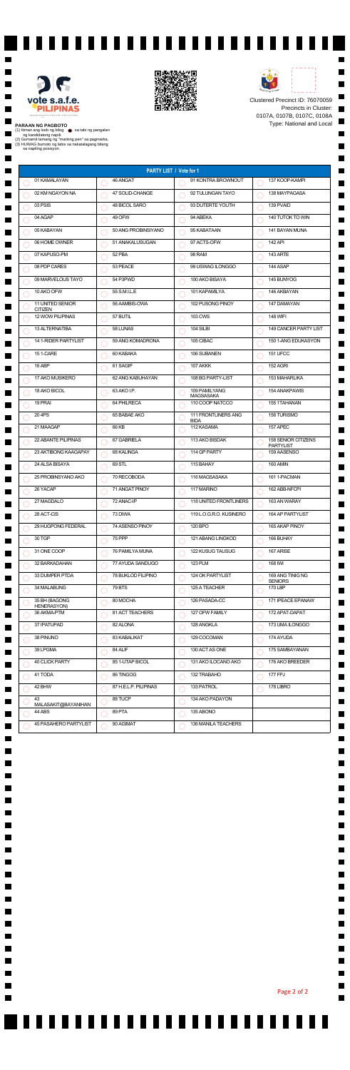vote s.a.f.e. PILIPINAS

**PARAAN NG PAGBOTO**
(1) Itiman ang loob ng bilog ● sa tabi ng pangalan ng kandidatong napili.
(2) Gumamit lamang ng "marking pen" sa pagmarka.
(3) HUWAG bumoto ng labis sa nakatalagang bilang sa napiling posisyon.

Clustered Precinct ID: 76070059
Precincts in Cluster: 0107A, 0107B, 0107C, 0108A
Type: National and Local

## PARTY LIST / Vote for 1

| | | | |
|---|---|---|---|
| 01 KAMALAYAN | 46 ANGAT | 91 KONTRA BROWNOUT | 137 KOOP-KAMPI |
| 02 KM NGAYON NA | 47 SOLID-CHANGE | 92 TULUNGAN TAYO | 138 MAYPAGASA |
| 03 PSIS | 48 BICOL SARO | 93 DUTERTE YOUTH | 139 PVAID |
| 04 AGAP | 49 OFW | 94 ABEKA | 140 TUTOK TO WIN |
| 05 KABAYAN | 50 ANG PROBINSYANO | 95 KABATAAN | 141 BAYAN MUNA |
| 06 HOME OWNER | 51 ANAKALUSUGAN | 97 ACTS-OFW | 142 API |
| 07 KAPUSO-PM | 52 PBA | 98 RAM | 143 ARTE |
| 08 PDP CARES | 53 PEACE | 99 USWAG ILONGGO | 144 ASAP |
| 09 MARVELOUS TAYO | 54 P3PWD | 100 AKO BISAYA | 145 BUNYOG |
| 10 AKO OFW | 55 S.M.I.L.E | 101 KAPAMILYA | 146 AKBAYAN |
| 11 UNITED SENIOR CITIZEN | 56 AAMBIS-OWA | 102 PUSONG PINOY | 147 DAMAYAN |
| 12 WOW PILIPINAS | 57 BUTIL | 103 CWS | 148 WIFI |
| 13 ALTERNATIBA | 58 LUNAS | 104 SILBI | 149 CANCER PARTY LIST |
| 14 1-RIDER PARTYLIST | 59 ANG KOMADRONA | 105 CIBAC | 150 1-ANG EDUKASYON |
| 15 1-CARE | 60 KABAKA | 106 SUBANEN | 151 UFCC |
| 16 ABP | 61 SAGIP | 107 AKKK | 152 AGRI |
| 17 AKO MUSIKERO | 62 ANG KABUHAYAN | 108 BG PARTY-LIST | 153 MAHARLIKA |
| 18 AKO BICOL | 63 AKO I.P. | 109 PAMILYANG MAGSASAKA | 154 ANAKPAWIS |
| 19 PRAI | 64 PHILRECA | 110 COOP NATCCO | 155 1TAHANAN |
| 20 4PS | 65 BABAE AKO | 111 FRONTLINERS ANG BIDA | 156 TURISMO |
| 21 MAAGAP | 66 KB | 112 KASAMA | 157 APEC |
| 22 ABANTE PILIPINAS | 67 GABRIELA | 113 AKO BISDAK | 158 SENIOR CITIZENS PARTYLIST |
| 23 AKTIBONG KAAGAPAY | 68 KALINGA | 114 GP PARTY | 159 AASENSO |
| 24 ALSA BISAYA | 69 STL | 115 BAHAY | 160 AMIN |
| 25 PROBINSYANO AKO | 70 RECOBODA | 116 MAGSASAKA | 161 1-PACMAN |
| 26 YACAP | 71 ANGAT PINOY | 117 MARINO | 162 ABB-NFCPI |
| 27 MAGDALO | 72 ANAC-IP | 118 UNITED FRONTLINERS | 163 AN WARAY |
| 28 ACT-CIS | 73 DIWA | 119 L.O.G.R.O. KUSINERO | 164 AP PARTYLIST |
| 29 HUGPONG FEDERAL | 74 ASENSO PINOY | 120 BPO | 165 AKAP PINOY |
| 30 TGP | 75 PPP | 121 ABANG LINGKOD | 166 BUHAY |
| 31 ONE COOP | 76 PAMILYA MUNA | 122 KUSUG TAUSUG | 167 ARISE |
| 32 BARKADAHAN | 77 AYUDA SANDUGO | 123 PLM | 168 IWI |
| 33 DUMPER PTDA | 78 BUKLOD FILIPINO | 124 OK PARTYLIST | 169 ANG TINIG NG SENIORS |
| 34 MALABUNG | 79 BTS | 125 A TEACHER | 170 LBP |
| 35 BH (BAGONG HENERASYON) | 80 MOCHA | 126 PASADA-CC | 171 IPEACE EPANAW |
| 36 AKMA-PTM | 81 ACT TEACHERS | 127 OFW FAMILY | 172 APAT-DAPAT |
| 37 IPATUPAD | 82 ALONA | 128 ANGKLA | 173 UMA ILONGGO |
| 38 PINUNO | 83 KABALIKAT | 129 COCOMAN | 174 AYUDA |
| 39 LPGMA | 84 ALIF | 130 ACT AS ONE | 175 SAMBAYANAN |
| 40 CLICK PARTY | 85 1-UTAP BICOL | 131 AKO ILOCANO AKO | 176 AKO BREEDER |
| 41 TODA | 86 TINGOG | 132 TRABAHO | 177 FPJ |
| 42 BHW | 87 H.E.L.P. PILIPINAS | 133 PATROL | 178 LIBRO |
| 43 MALASAKIT@BAYANIHAN | 88 TUCP | 134 AKO PADAYON | |
| 44 ABS | 89 PTA | 135 ABONO | |
| 45 PASAHERO PARTYLIST | 90 AGIMAT | 136 MANILA TEACHERS | |